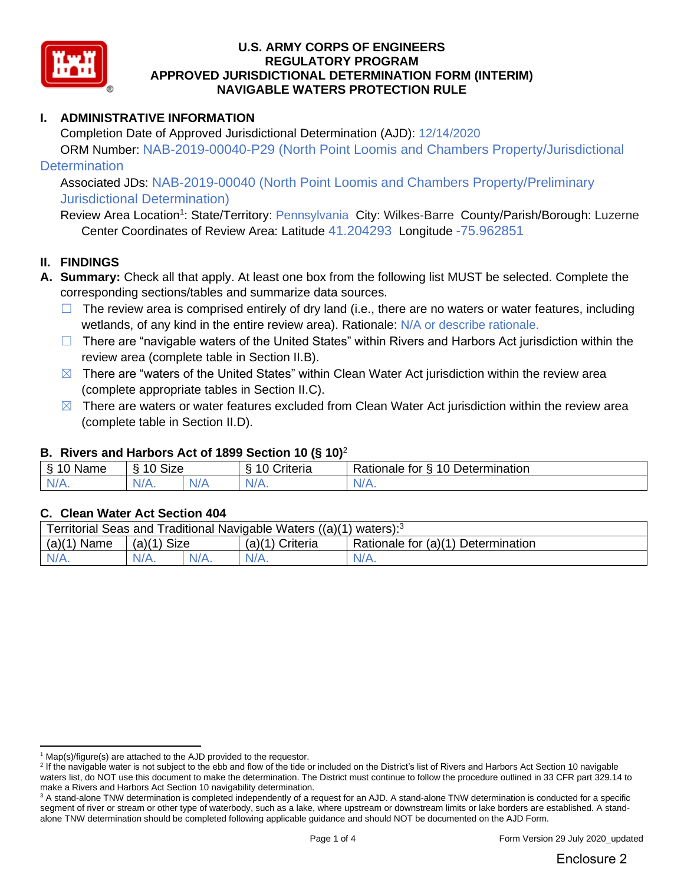# U.S. ARMY CORPS OF ENGINEERS
## REGULATORY PROGRAM
## APPROVED JURISDICTIONAL DETERMINATION FORM (INTERIM)
## NAVIGABLE WATERS PROTECTION RULE

## I. ADMINISTRATIVE INFORMATION

Completion Date of Approved Jurisdictional Determination (AJD): 12/14/2020

ORM Number: NAB-2019-00040-P29 (North Point Loomis and Chambers Property/Jurisdictional Determination

Associated JDs: NAB-2019-00040 (North Point Loomis and Chambers Property/Preliminary Jurisdictional Determination)

Review Area Location[1]: State/Territory: Pennsylvania City: Wilkes-Barre County/Parish/Borough: Luzerne

Center Coordinates of Review Area: Latitude 41.204293 Longitude -75.962851

## II. FINDINGS

**A. Summary:** Check all that apply. At least one box from the following list MUST be selected. Complete the corresponding sections/tables and summarize data sources.

- ☐ The review area is comprised entirely of dry land (i.e., there are no waters or water features, including wetlands, of any kind in the entire review area). Rationale: N/A or describe rationale.
- ☐ There are "navigable waters of the United States" within Rivers and Harbors Act jurisdiction within the review area (complete table in Section II.B).
- ☒ There are "waters of the United States" within Clean Water Act jurisdiction within the review area (complete appropriate tables in Section II.C).
- ☒ There are waters or water features excluded from Clean Water Act jurisdiction within the review area (complete table in Section II.D).

### B. Rivers and Harbors Act of 1899 Section 10 (§ 10)[2]

| § 10 Name | § 10 Size | | § 10 Criteria | Rationale for § 10 Determination |
|---|---|---|---|---|
| N/A. | N/A. | N/A | N/A. | N/A. |

### C. Clean Water Act Section 404

| Territorial Seas and Traditional Navigable Waters ((a)(1) waters):[3] | | | | |
|---|---|---|---|---|
| (a)(1) Name | (a)(1) Size | | (a)(1) Criteria | Rationale for (a)(1) Determination |
| N/A. | N/A. | N/A. | N/A. | N/A. |

[1] Map(s)/figure(s) are attached to the AJD provided to the requestor.

[2] If the navigable water is not subject to the ebb and flow of the tide or included on the District's list of Rivers and Harbors Act Section 10 navigable waters list, do NOT use this document to make the determination. The District must continue to follow the procedure outlined in 33 CFR part 329.14 to make a Rivers and Harbors Act Section 10 navigability determination.

[3] A stand-alone TNW determination is completed independently of a request for an AJD. A stand-alone TNW determination is conducted for a specific segment of river or stream or other type of waterbody, such as a lake, where upstream or downstream limits or lake borders are established. A stand-alone TNW determination should be completed following applicable guidance and should NOT be documented on the AJD Form.

Enclosure 2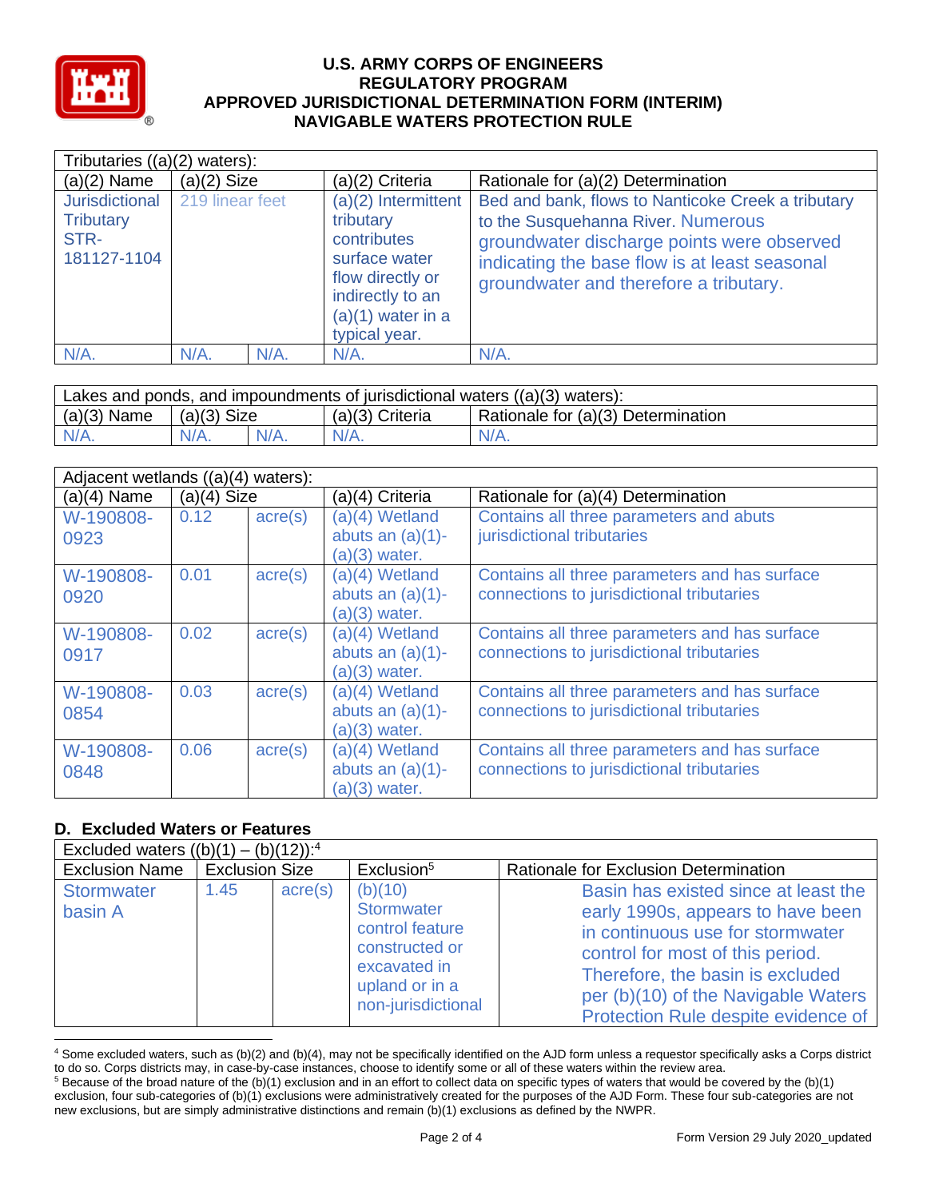| Tributaries ((a)(2) waters): | | | | |
|---|---|---|---|---|
| (a)(2) Name | (a)(2) Size | | (a)(2) Criteria | Rationale for (a)(2) Determination |
| Jurisdictional Tributary STR-181127-1104 | 219 linear feet | | (a)(2) Intermittent tributary contributes surface water flow directly or indirectly to an (a)(1) water in a typical year. | Bed and bank, flows to Nanticoke Creek a tributary to the Susquehanna River. Numerous groundwater discharge points were observed indicating the base flow is at least seasonal groundwater and therefore a tributary. |
| N/A. | N/A. | N/A. | N/A. | N/A. |

| Lakes and ponds, and impoundments of jurisdictional waters ((a)(3) waters): | | | | |
|---|---|---|---|---|
| (a)(3) Name | (a)(3) Size | | (a)(3) Criteria | Rationale for (a)(3) Determination |
| N/A. | N/A. | N/A. | N/A. | N/A. |

| Adjacent wetlands ((a)(4) waters): | | | | |
|---|---|---|---|---|
| (a)(4) Name | (a)(4) Size | | (a)(4) Criteria | Rationale for (a)(4) Determination |
| W-190808-0923 | 0.12 | acre(s) | (a)(4) Wetland abuts an (a)(1)-(a)(3) water. | Contains all three parameters and abuts jurisdictional tributaries |
| W-190808-0920 | 0.01 | acre(s) | (a)(4) Wetland abuts an (a)(1)-(a)(3) water. | Contains all three parameters and has surface connections to jurisdictional tributaries |
| W-190808-0917 | 0.02 | acre(s) | (a)(4) Wetland abuts an (a)(1)-(a)(3) water. | Contains all three parameters and has surface connections to jurisdictional tributaries |
| W-190808-0854 | 0.03 | acre(s) | (a)(4) Wetland abuts an (a)(1)-(a)(3) water. | Contains all three parameters and has surface connections to jurisdictional tributaries |
| W-190808-0848 | 0.06 | acre(s) | (a)(4) Wetland abuts an (a)(1)-(a)(3) water. | Contains all three parameters and has surface connections to jurisdictional tributaries |

## D. Excluded Waters or Features

| Excluded waters ((b)(1) – (b)(12)):[4] | | | | |
|---|---|---|---|---|
| Exclusion Name | Exclusion Size | | Exclusion[5] | Rationale for Exclusion Determination |
| Stormwater basin A | 1.45 | acre(s) | (b)(10) Stormwater control feature constructed or excavated in upland or in a non-jurisdictional | Basin has existed since at least the early 1990s, appears to have been in continuous use for stormwater control for most of this period. Therefore, the basin is excluded per (b)(10) of the Navigable Waters Protection Rule despite evidence of |

[4] Some excluded waters, such as (b)(2) and (b)(4), may not be specifically identified on the AJD form unless a requestor specifically asks a Corps district to do so. Corps districts may, in case-by-case instances, choose to identify some or all of these waters within the review area.
[5] Because of the broad nature of the (b)(1) exclusion and in an effort to collect data on specific types of waters that would be covered by the (b)(1) exclusion, four sub-categories of (b)(1) exclusions were administratively created for the purposes of the AJD Form. These four sub-categories are not new exclusions, but are simply administrative distinctions and remain (b)(1) exclusions as defined by the NWPR.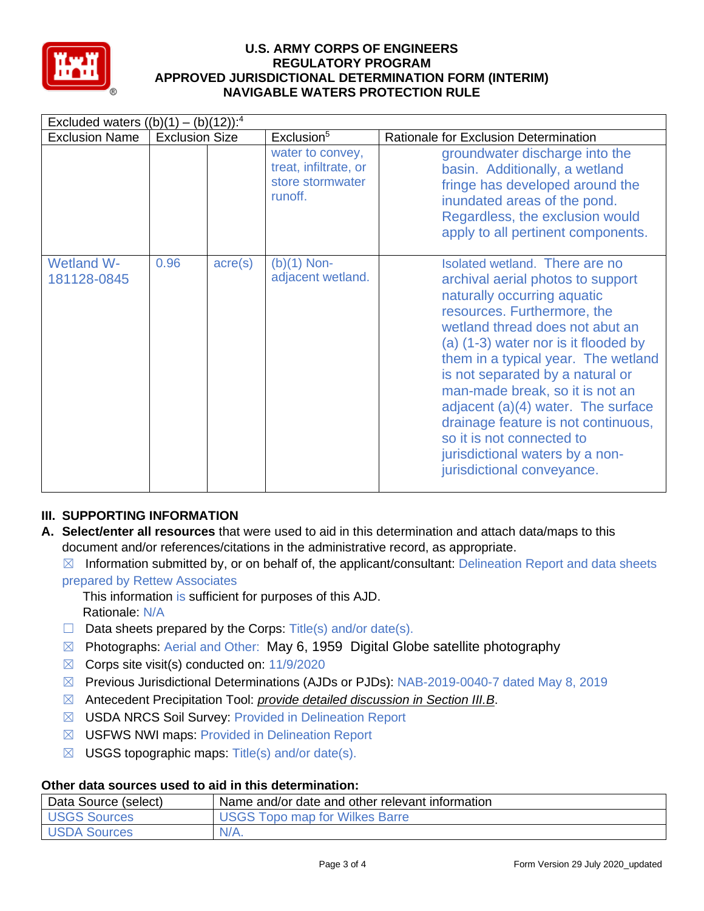# U.S. ARMY CORPS OF ENGINEERS
# REGULATORY PROGRAM
# APPROVED JURISDICTIONAL DETERMINATION FORM (INTERIM)
# NAVIGABLE WATERS PROTECTION RULE

| Excluded waters ((b)(1) – (b)(12)):[4] | | | | |
|---|---|---|---|---|
| Exclusion Name | Exclusion Size | | Exclusion[5] | Rationale for Exclusion Determination |
| | | | water to convey, treat, infiltrate, or store stormwater runoff. | groundwater discharge into the basin. Additionally, a wetland fringe has developed around the inundated areas of the pond. Regardless, the exclusion would apply to all pertinent components. |
| Wetland W-181128-0845 | 0.96 | acre(s) | (b)(1) Non-adjacent wetland. | Isolated wetland. There are no archival aerial photos to support naturally occurring aquatic resources. Furthermore, the wetland thread does not abut an (a) (1-3) water nor is it flooded by them in a typical year. The wetland is not separated by a natural or man-made break, so it is not an adjacent (a)(4) water. The surface drainage feature is not continuous, so it is not connected to jurisdictional waters by a non-jurisdictional conveyance. |

## III. SUPPORTING INFORMATION

**A. Select/enter all resources** that were used to aid in this determination and attach data/maps to this document and/or references/citations in the administrative record, as appropriate.

☒ Information submitted by, or on behalf of, the applicant/consultant: Delineation Report and data sheets prepared by Rettew Associates

This information is sufficient for purposes of this AJD.
Rationale: N/A

☐ Data sheets prepared by the Corps: Title(s) and/or date(s).

☒ Photographs: Aerial and Other: May 6, 1959 Digital Globe satellite photography

☒ Corps site visit(s) conducted on: 11/9/2020

☒ Previous Jurisdictional Determinations (AJDs or PJDs): NAB-2019-0040-7 dated May 8, 2019

☒ Antecedent Precipitation Tool: *provide detailed discussion in Section III.B*.

☒ USDA NRCS Soil Survey: Provided in Delineation Report

☒ USFWS NWI maps: Provided in Delineation Report

☒ USGS topographic maps: Title(s) and/or date(s).

**Other data sources used to aid in this determination:**

| Data Source (select) | Name and/or date and other relevant information |
|---|---|
| USGS Sources | USGS Topo map for Wilkes Barre |
| USDA Sources | N/A. |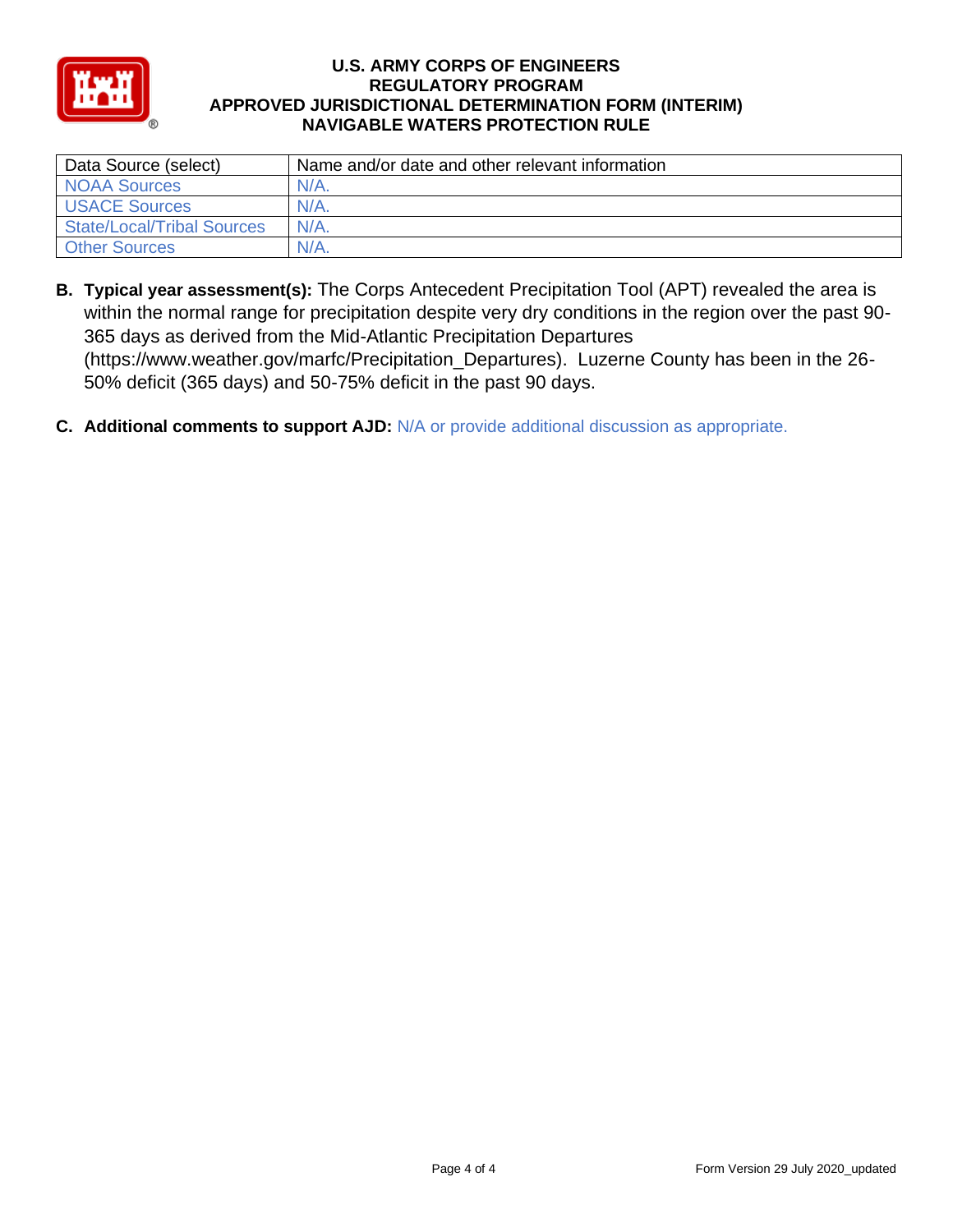| Data Source (select) | Name and/or date and other relevant information |
|---|---|
| NOAA Sources | N/A. |
| USACE Sources | N/A. |
| State/Local/Tribal Sources | N/A. |
| Other Sources | N/A. |

B. **Typical year assessment(s):** The Corps Antecedent Precipitation Tool (APT) revealed the area is within the normal range for precipitation despite very dry conditions in the region over the past 90-365 days as derived from the Mid-Atlantic Precipitation Departures (https://www.weather.gov/marfc/Precipitation_Departures). Luzerne County has been in the 26-50% deficit (365 days) and 50-75% deficit in the past 90 days.

C. **Additional comments to support AJD:** N/A or provide additional discussion as appropriate.